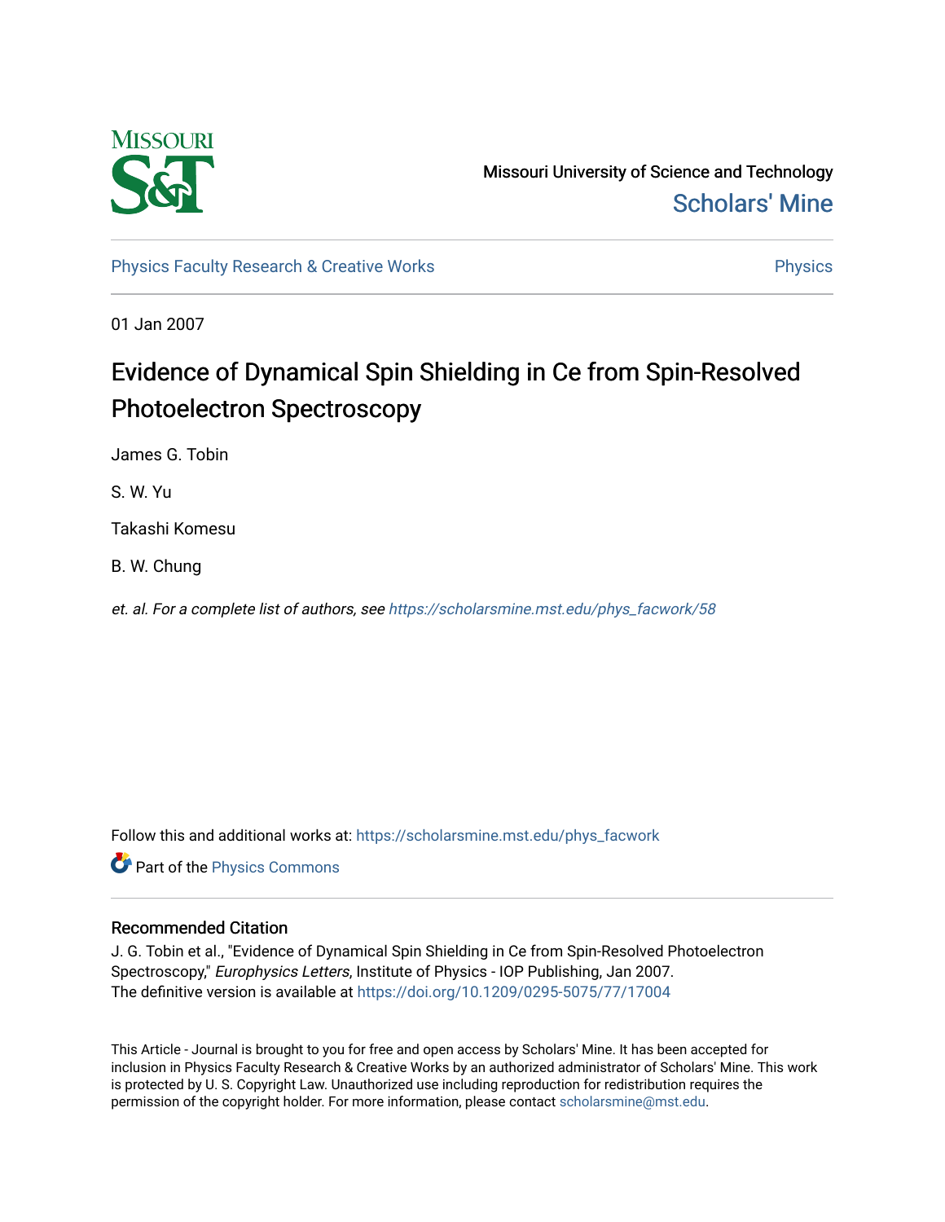Missouri University of Science and Technology

Scholars' Mine

Physics Faculty Research & Creative Works

Physics

01 Jan 2007

# Evidence of Dynamical Spin Shielding in Ce from Spin-Resolved Photoelectron Spectroscopy

James G. Tobin

S. W. Yu

Takashi Komesu

B. W. Chung

*et. al. For a complete list of authors, see https://scholarsmine.mst.edu/phys_facwork/58*

Follow this and additional works at: https://scholarsmine.mst.edu/phys_facwork

Part of the Physics Commons

## Recommended Citation

J. G. Tobin et al., "Evidence of Dynamical Spin Shielding in Ce from Spin-Resolved Photoelectron Spectroscopy," *Europhysics Letters*, Institute of Physics - IOP Publishing, Jan 2007.
The definitive version is available at https://doi.org/10.1209/0295-5075/77/17004

This Article - Journal is brought to you for free and open access by Scholars' Mine. It has been accepted for inclusion in Physics Faculty Research & Creative Works by an authorized administrator of Scholars' Mine. This work is protected by U. S. Copyright Law. Unauthorized use including reproduction for redistribution requires the permission of the copyright holder. For more information, please contact scholarsmine@mst.edu.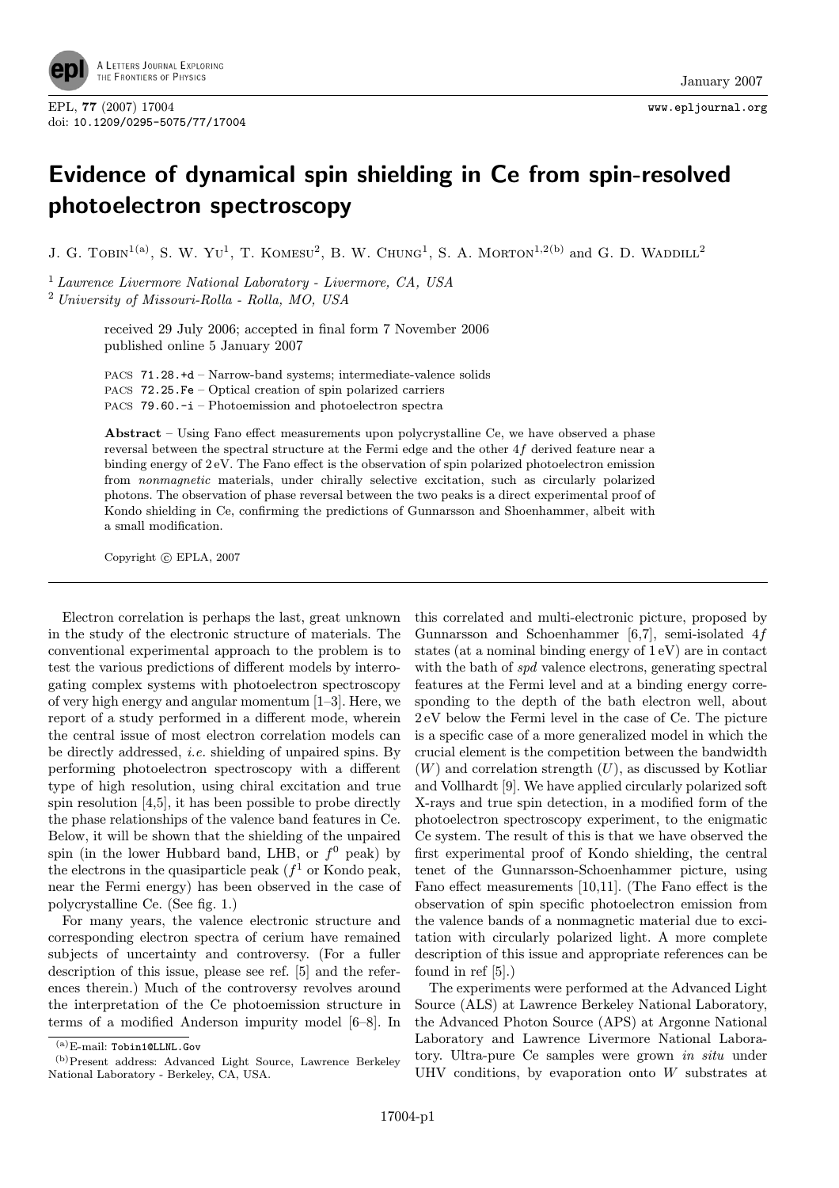# Evidence of dynamical spin shielding in Ce from spin-resolved photoelectron spectroscopy

J. G. Tobin[1(a)], S. W. Yu[1], T. Komesu[2], B. W. Chung[1], S. A. Morton[1,2(b)] and G. D. Waddill[2]

[1] *Lawrence Livermore National Laboratory - Livermore, CA, USA*
[2] *University of Missouri-Rolla - Rolla, MO, USA*

received 29 July 2006; accepted in final form 7 November 2006
published online 5 January 2007

PACS 71.28.+d – Narrow-band systems; intermediate-valence solids
PACS 72.25.Fe – Optical creation of spin polarized carriers
PACS 79.60.-i – Photoemission and photoelectron spectra

**Abstract** – Using Fano effect measurements upon polycrystalline Ce, we have observed a phase reversal between the spectral structure at the Fermi edge and the other $4f$ derived feature near a binding energy of 2 eV. The Fano effect is the observation of spin polarized photoelectron emission from *nonmagnetic* materials, under chirally selective excitation, such as circularly polarized photons. The observation of phase reversal between the two peaks is a direct experimental proof of Kondo shielding in Ce, confirming the predictions of Gunnarsson and Shoenhammer, albeit with a small modification.

Copyright © EPLA, 2007

Electron correlation is perhaps the last, great unknown in the study of the electronic structure of materials. The conventional experimental approach to the problem is to test the various predictions of different models by interrogating complex systems with photoelectron spectroscopy of very high energy and angular momentum [1–3]. Here, we report of a study performed in a different mode, wherein the central issue of most electron correlation models can be directly addressed, *i.e.* shielding of unpaired spins. By performing photoelectron spectroscopy with a different type of high resolution, using chiral excitation and true spin resolution [4,5], it has been possible to probe directly the phase relationships of the valence band features in Ce. Below, it will be shown that the shielding of the unpaired spin (in the lower Hubbard band, LHB, or $f^0$ peak) by the electrons in the quasiparticle peak ($f^1$ or Kondo peak, near the Fermi energy) has been observed in the case of polycrystalline Ce. (See fig. 1.)

For many years, the valence electronic structure and corresponding electron spectra of cerium have remained subjects of uncertainty and controversy. (For a fuller description of this issue, please see ref. [5] and the references therein.) Much of the controversy revolves around the interpretation of the Ce photoemission structure in terms of a modified Anderson impurity model [6–8]. In this correlated and multi-electronic picture, proposed by Gunnarsson and Schoenhammer [6,7], semi-isolated $4f$ states (at a nominal binding energy of 1 eV) are in contact with the bath of *spd* valence electrons, generating spectral features at the Fermi level and at a binding energy corresponding to the depth of the bath electron well, about 2 eV below the Fermi level in the case of Ce. The picture is a specific case of a more generalized model in which the crucial element is the competition between the bandwidth ($W$) and correlation strength ($U$), as discussed by Kotliar and Vollhardt [9]. We have applied circularly polarized soft X-rays and true spin detection, in a modified form of the photoelectron spectroscopy experiment, to the enigmatic Ce system. The result of this is that we have observed the first experimental proof of Kondo shielding, the central tenet of the Gunnarsson-Schoenhammer picture, using Fano effect measurements [10,11]. (The Fano effect is the observation of spin specific photoelectron emission from the valence bands of a nonmagnetic material due to excitation with circularly polarized light. A more complete description of this issue and appropriate references can be found in ref [5].)

The experiments were performed at the Advanced Light Source (ALS) at Lawrence Berkeley National Laboratory, the Advanced Photon Source (APS) at Argonne National Laboratory and Lawrence Livermore National Laboratory. Ultra-pure Ce samples were grown *in situ* under UHV conditions, by evaporation onto $W$ substrates at

(a) E-mail: Tobin1@LLNL.Gov
(b) Present address: Advanced Light Source, Lawrence Berkeley National Laboratory - Berkeley, CA, USA.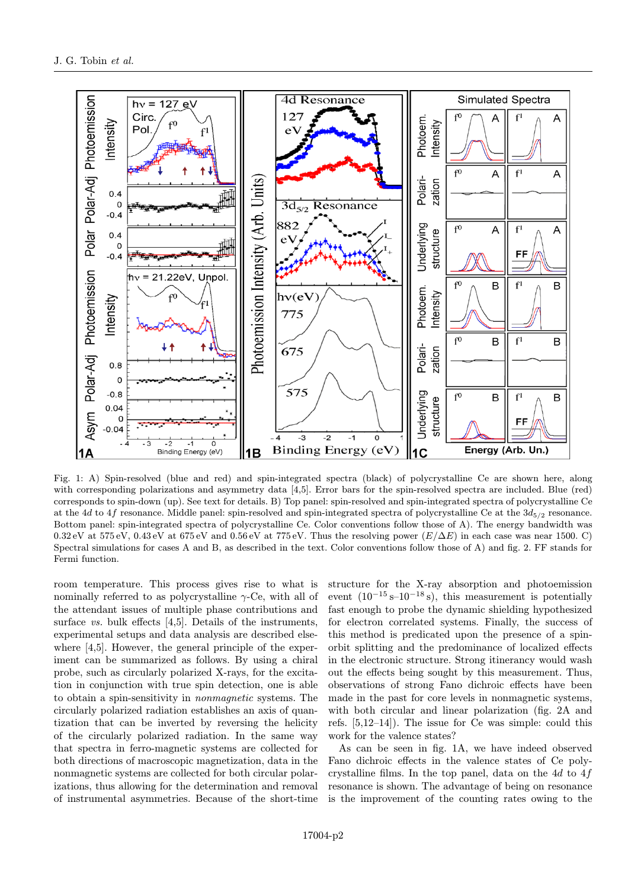Fig. 1: A) Spin-resolved (blue and red) and spin-integrated spectra (black) of polycrystalline Ce are shown here, along with corresponding polarizations and asymmetry data [4,5]. Error bars for the spin-resolved spectra are included. Blue (red) corresponds to spin-down (up). See text for details. B) Top panel: spin-resolved and spin-integrated spectra of polycrystalline Ce at the $4d$ to $4f$ resonance. Middle panel: spin-resolved and spin-integrated spectra of polycrystalline Ce at the $3d_{5/2}$ resonance. Bottom panel: spin-integrated spectra of polycrystalline Ce. Color conventions follow those of A). The energy bandwidth was 0.32 eV at 575 eV, 0.43 eV at 675 eV and 0.56 eV at 775 eV. Thus the resolving power ($E/\Delta E$) in each case was near 1500. C) Spectral simulations for cases A and B, as described in the text. Color conventions follow those of A) and fig. 2. FF stands for Fermi function.

room temperature. This process gives rise to what is nominally referred to as polycrystalline $\gamma$-Ce, with all of the attendant issues of multiple phase contributions and surface *vs.* bulk effects [4,5]. Details of the instruments, experimental setups and data analysis are described elsewhere [4,5]. However, the general principle of the experiment can be summarized as follows. By using a chiral probe, such as circularly polarized X-rays, for the excitation in conjunction with true spin detection, one is able to obtain a spin-sensitivity in *nonmagnetic* systems. The circularly polarized radiation establishes an axis of quantization that can be inverted by reversing the helicity of the circularly polarized radiation. In the same way that spectra in ferro-magnetic systems are collected for both directions of macroscopic magnetization, data in the nonmagnetic systems are collected for both circular polarizations, thus allowing for the determination and removal of instrumental asymmetries. Because of the short-time structure for the X-ray absorption and photoemission event ($10^{-15}$ s–$10^{-18}$ s), this measurement is potentially fast enough to probe the dynamic shielding hypothesized for electron correlated systems. Finally, the success of this method is predicated upon the presence of a spin-orbit splitting and the predominance of localized effects in the electronic structure. Strong itinerancy would wash out the effects being sought by this measurement. Thus, observations of strong Fano dichroic effects have been made in the past for core levels in nonmagnetic systems, with both circular and linear polarization (fig. 2A and refs. [5,12–14]). The issue for Ce was simple: could this work for the valence states?

As can be seen in fig. 1A, we have indeed observed Fano dichroic effects in the valence states of Ce polycrystalline films. In the top panel, data on the $4d$ to $4f$ resonance is shown. The advantage of being on resonance is the improvement of the counting rates owing to the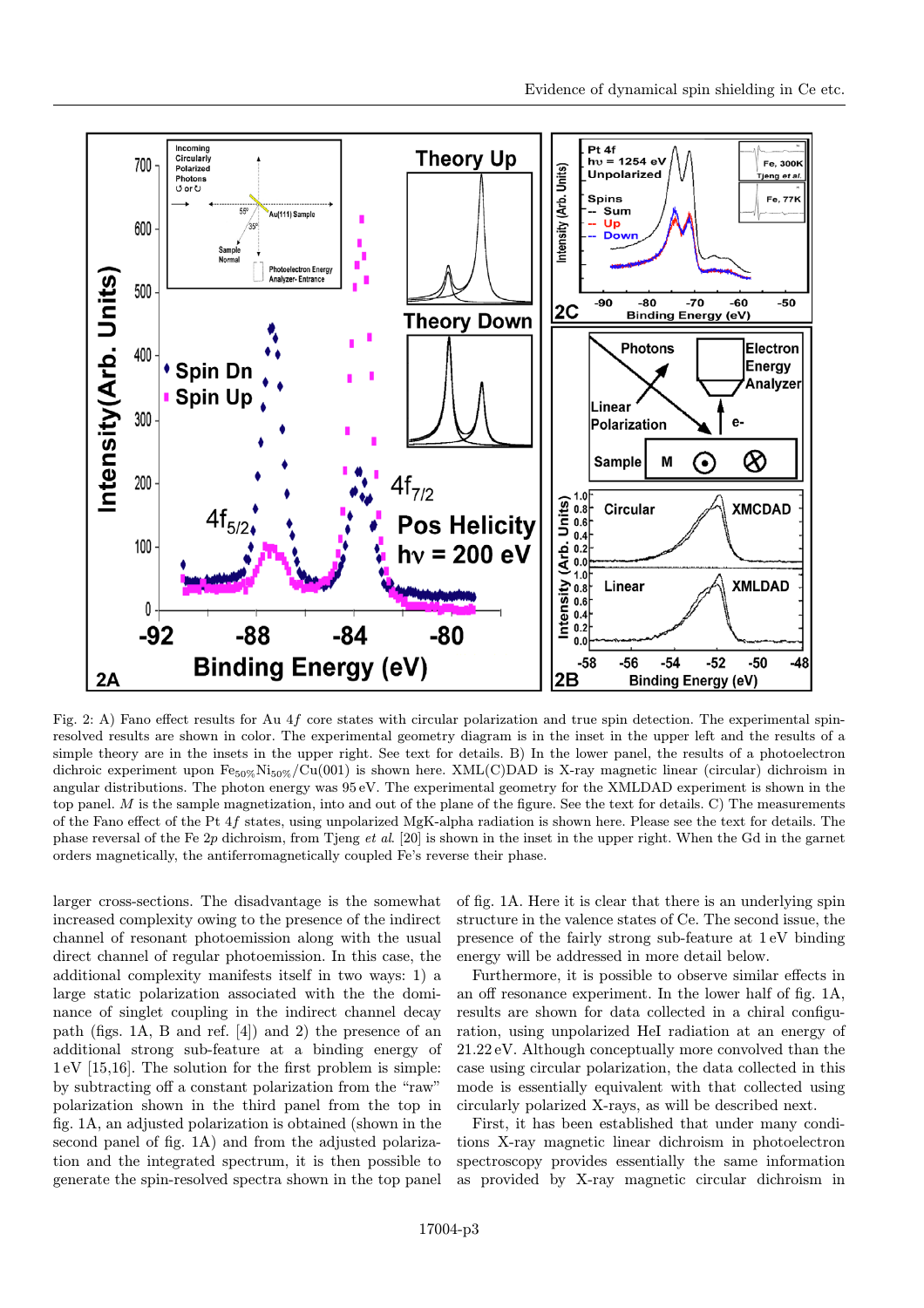Fig. 2: A) Fano effect results for Au $4f$ core states with circular polarization and true spin detection. The experimental spin-resolved results are shown in color. The experimental geometry diagram is in the inset in the upper left and the results of a simple theory are in the insets in the upper right. See text for details. B) In the lower panel, the results of a photoelectron dichroic experiment upon $Fe_{50\%}Ni_{50\%}/Cu(001)$ is shown here. XML(C)DAD is X-ray magnetic linear (circular) dichroism in angular distributions. The photon energy was 95 eV. The experimental geometry for the XMLDAD experiment is shown in the top panel. $M$ is the sample magnetization, into and out of the plane of the figure. See the text for details. C) The measurements of the Fano effect of the Pt $4f$ states, using unpolarized MgK-alpha radiation is shown here. Please see the text for details. The phase reversal of the Fe $2p$ dichroism, from Tjeng *et al.* [20] is shown in the inset in the upper right. When the Gd in the garnet orders magnetically, the antiferromagnetically coupled Fe's reverse their phase.

larger cross-sections. The disadvantage is the somewhat increased complexity owing to the presence of the indirect channel of resonant photoemission along with the usual direct channel of regular photoemission. In this case, the additional complexity manifests itself in two ways: 1) a large static polarization associated with the the dominance of singlet coupling in the indirect channel decay path (figs. 1A, B and ref. [4]) and 2) the presence of an additional strong sub-feature at a binding energy of 1 eV [15,16]. The solution for the first problem is simple: by subtracting off a constant polarization from the "raw" polarization shown in the third panel from the top in fig. 1A, an adjusted polarization is obtained (shown in the second panel of fig. 1A) and from the adjusted polarization and the integrated spectrum, it is then possible to generate the spin-resolved spectra shown in the top panel of fig. 1A. Here it is clear that there is an underlying spin structure in the valence states of Ce. The second issue, the presence of the fairly strong sub-feature at 1 eV binding energy will be addressed in more detail below.

Furthermore, it is possible to observe similar effects in an off resonance experiment. In the lower half of fig. 1A, results are shown for data collected in a chiral configuration, using unpolarized HeI radiation at an energy of 21.22 eV. Although conceptually more convolved than the case using circular polarization, the data collected in this mode is essentially equivalent with that collected using circularly polarized X-rays, as will be described next.

First, it has been established that under many conditions X-ray magnetic linear dichroism in photoelectron spectroscopy provides essentially the same information as provided by X-ray magnetic circular dichroism in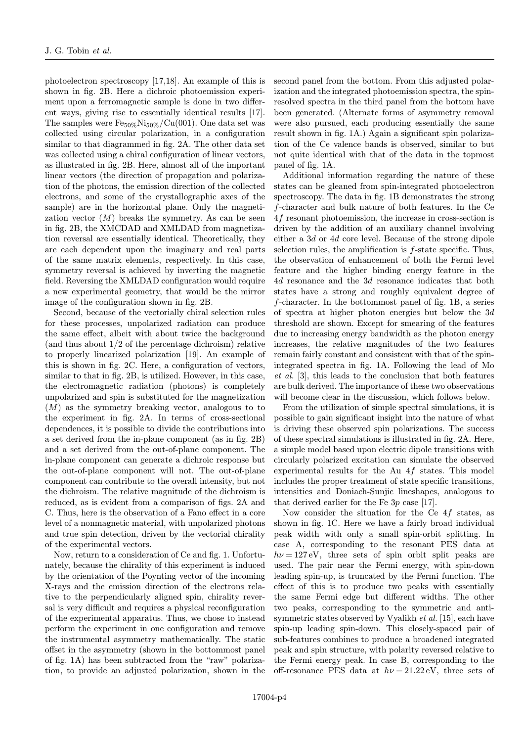photoelectron spectroscopy [17,18]. An example of this is shown in fig. 2B. Here a dichroic photoemission experiment upon a ferromagnetic sample is done in two different ways, giving rise to essentially identical results [17]. The samples were $Fe_{50\%}Ni_{50\%}$/Cu(001). One data set was collected using circular polarization, in a configuration similar to that diagrammed in fig. 2A. The other data set was collected using a chiral configuration of linear vectors, as illustrated in fig. 2B. Here, almost all of the important linear vectors (the direction of propagation and polarization of the photons, the emission direction of the collected electrons, and some of the crystallographic axes of the sample) are in the horizontal plane. Only the magnetization vector ($M$) breaks the symmetry. As can be seen in fig. 2B, the XMCDAD and XMLDAD from magnetization reversal are essentially identical. Theoretically, they are each dependent upon the imaginary and real parts of the same matrix elements, respectively. In this case, symmetry reversal is achieved by inverting the magnetic field. Reversing the XMLDAD configuration would require a new experimental geometry, that would be the mirror image of the configuration shown in fig. 2B.

Second, because of the vectorially chiral selection rules for these processes, unpolarized radiation can produce the same effect, albeit with about twice the background (and thus about 1/2 of the percentage dichroism) relative to properly linearized polarization [19]. An example of this is shown in fig. 2C. Here, a configuration of vectors, similar to that in fig. 2B, is utilized. However, in this case, the electromagnetic radiation (photons) is completely unpolarized and spin is substituted for the magnetization ($M$) as the symmetry breaking vector, analogous to to the experiment in fig. 2A. In terms of cross-sectional dependences, it is possible to divide the contributions into a set derived from the in-plane component (as in fig. 2B) and a set derived from the out-of-plane component. The in-plane component can generate a dichroic response but the out-of-plane component will not. The out-of-plane component can contribute to the overall intensity, but not the dichroism. The relative magnitude of the dichroism is reduced, as is evident from a comparison of figs. 2A and C. Thus, here is the observation of a Fano effect in a core level of a nonmagnetic material, with unpolarized photons and true spin detection, driven by the vectorial chirality of the experimental vectors.

Now, return to a consideration of Ce and fig. 1. Unfortunately, because the chirality of this experiment is induced by the orientation of the Poynting vector of the incoming X-rays and the emission direction of the electrons relative to the perpendicularly aligned spin, chirality reversal is very difficult and requires a physical reconfiguration of the experimental apparatus. Thus, we chose to instead perform the experiment in one configuration and remove the instrumental asymmetry mathematically. The static offset in the asymmetry (shown in the bottommost panel of fig. 1A) has been subtracted from the "raw" polarization, to provide an adjusted polarization, shown in the second panel from the bottom. From this adjusted polarization and the integrated photoemission spectra, the spin-resolved spectra in the third panel from the bottom have been generated. (Alternate forms of asymmetry removal were also pursued, each producing essentially the same result shown in fig. 1A.) Again a significant spin polarization of the Ce valence bands is observed, similar to but not quite identical with that of the data in the topmost panel of fig. 1A.

Additional information regarding the nature of these states can be gleaned from spin-integrated photoelectron spectroscopy. The data in fig. 1B demonstrates the strong $f$-character and bulk nature of both features. In the Ce $4f$ resonant photoemission, the increase in cross-section is driven by the addition of an auxiliary channel involving either a $3d$ or $4d$ core level. Because of the strong dipole selection rules, the amplification is $f$-state specific. Thus, the observation of enhancement of both the Fermi level feature and the higher binding energy feature in the $4d$ resonance and the $3d$ resonance indicates that both states have a strong and roughly equivalent degree of $f$-character. In the bottommost panel of fig. 1B, a series of spectra at higher photon energies but below the $3d$ threshold are shown. Except for smearing of the features due to increasing energy bandwidth as the photon energy increases, the relative magnitudes of the two features remain fairly constant and consistent with that of the spin-integrated spectra in fig. 1A. Following the lead of Mo *et al.* [3], this leads to the conclusion that both features are bulk derived. The importance of these two observations will become clear in the discussion, which follows below.

From the utilization of simple spectral simulations, it is possible to gain significant insight into the nature of what is driving these observed spin polarizations. The success of these spectral simulations is illustrated in fig. 2A. Here, a simple model based upon electric dipole transitions with circularly polarized excitation can simulate the observed experimental results for the Au $4f$ states. This model includes the proper treatment of state specific transitions, intensities and Doniach-Sunjic lineshapes, analogous to that derived earlier for the Fe $3p$ case [17].

Now consider the situation for the Ce $4f$ states, as shown in fig. 1C. Here we have a fairly broad individual peak width with only a small spin-orbit splitting. In case A, corresponding to the resonant PES data at $h\nu = 127$ eV, three sets of spin orbit split peaks are used. The pair near the Fermi energy, with spin-down leading spin-up, is truncated by the Fermi function. The effect of this is to produce two peaks with essentially the same Fermi edge but different widths. The other two peaks, corresponding to the symmetric and antisymmetric states observed by Vyalikh *et al.* [15], each have spin-up leading spin-down. This closely-spaced pair of sub-features combines to produce a broadened integrated peak and spin structure, with polarity reversed relative to the Fermi energy peak. In case B, corresponding to the off-resonance PES data at $h\nu = 21.22$ eV, three sets of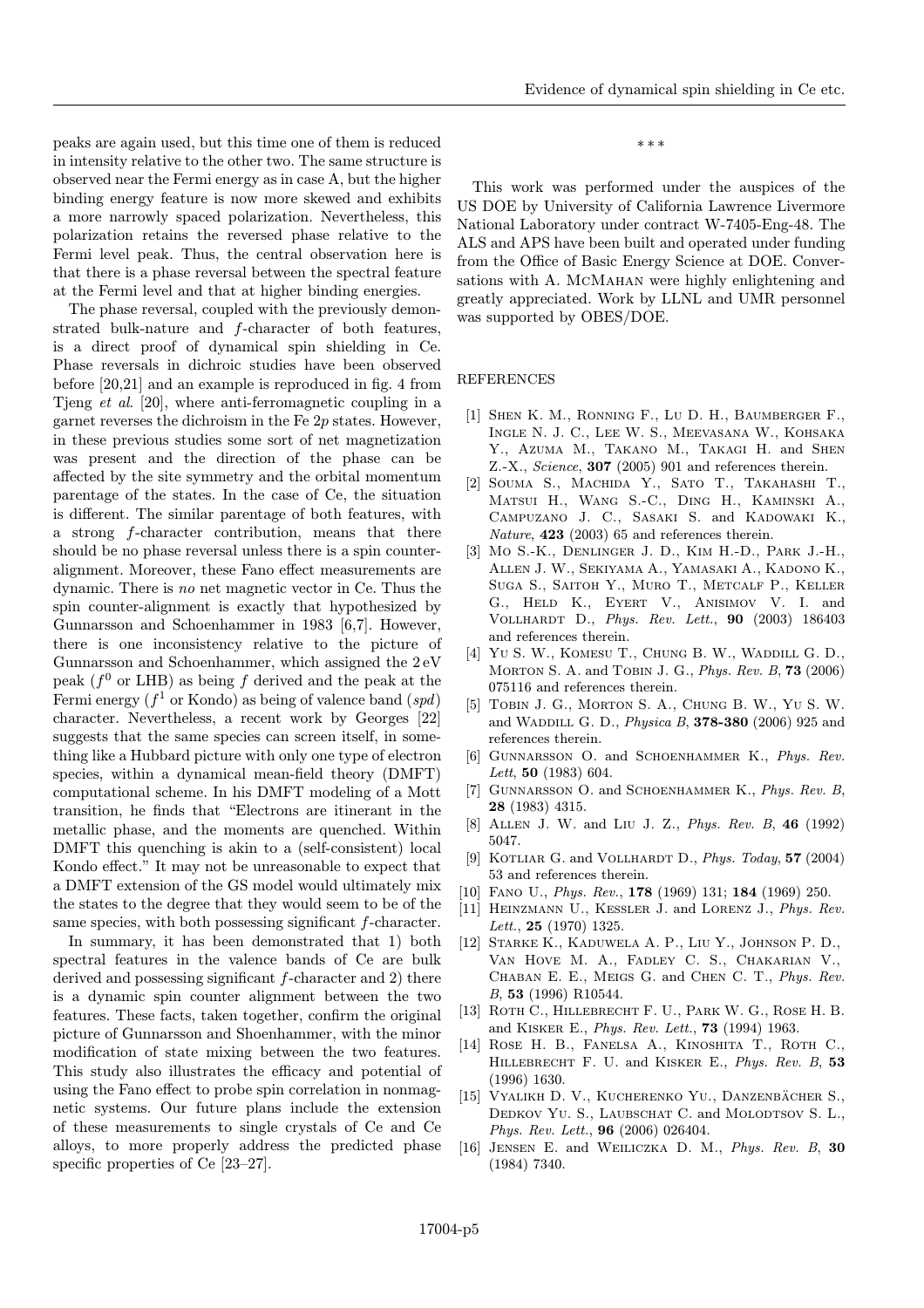peaks are again used, but this time one of them is reduced in intensity relative to the other two. The same structure is observed near the Fermi energy as in case A, but the higher binding energy feature is now more skewed and exhibits a more narrowly spaced polarization. Nevertheless, this polarization retains the reversed phase relative to the Fermi level peak. Thus, the central observation here is that there is a phase reversal between the spectral feature at the Fermi level and that at higher binding energies.

The phase reversal, coupled with the previously demonstrated bulk-nature and $f$-character of both features, is a direct proof of dynamical spin shielding in Ce. Phase reversals in dichroic studies have been observed before [20,21] and an example is reproduced in fig. 4 from Tjeng *et al.* [20], where anti-ferromagnetic coupling in a garnet reverses the dichroism in the Fe $2p$ states. However, in these previous studies some sort of net magnetization was present and the direction of the phase can be affected by the site symmetry and the orbital momentum parentage of the states. In the case of Ce, the situation is different. The similar parentage of both features, with a strong $f$-character contribution, means that there should be no phase reversal unless there is a spin counter-alignment. Moreover, these Fano effect measurements are dynamic. There is *no* net magnetic vector in Ce. Thus the spin counter-alignment is exactly that hypothesized by Gunnarsson and Schoenhammer in 1983 [6,7]. However, there is one inconsistency relative to the picture of Gunnarsson and Schoenhammer, which assigned the 2 eV peak ($f^0$ or LHB) as being $f$ derived and the peak at the Fermi energy ($f^1$ or Kondo) as being of valence band ($spd$) character. Nevertheless, a recent work by Georges [22] suggests that the same species can screen itself, in something like a Hubbard picture with only one type of electron species, within a dynamical mean-field theory (DMFT) computational scheme. In his DMFT modeling of a Mott transition, he finds that "Electrons are itinerant in the metallic phase, and the moments are quenched. Within DMFT this quenching is akin to a (self-consistent) local Kondo effect." It may not be unreasonable to expect that a DMFT extension of the GS model would ultimately mix the states to the degree that they would seem to be of the same species, with both possessing significant $f$-character.

In summary, it has been demonstrated that 1) both spectral features in the valence bands of Ce are bulk derived and possessing significant $f$-character and 2) there is a dynamic spin counter alignment between the two features. These facts, taken together, confirm the original picture of Gunnarsson and Shoenhammer, with the minor modification of state mixing between the two features. This study also illustrates the efficacy and potential of using the Fano effect to probe spin correlation in nonmagnetic systems. Our future plans include the extension of these measurements to single crystals of Ce and Ce alloys, to more properly address the predicted phase specific properties of Ce [23–27].

\* \* \*

This work was performed under the auspices of the US DOE by University of California Lawrence Livermore National Laboratory under contract W-7405-Eng-48. The ALS and APS have been built and operated under funding from the Office of Basic Energy Science at DOE. Conversations with A. McMahan were highly enlightening and greatly appreciated. Work by LLNL and UMR personnel was supported by OBES/DOE.

## REFERENCES

[1] Shen K. M., Ronning F., Lu D. H., Baumberger F., Ingle N. J. C., Lee W. S., Meevasana W., Kohsaka Y., Azuma M., Takano M., Takagi H. and Shen Z.-X., *Science*, **307** (2005) 901 and references therein.

[2] Souma S., Machida Y., Sato T., Takahashi T., Matsui H., Wang S.-C., Ding H., Kaminski A., Campuzano J. C., Sasaki S. and Kadowaki K., *Nature*, **423** (2003) 65 and references therein.

[3] Mo S.-K., Denlinger J. D., Kim H.-D., Park J.-H., Allen J. W., Sekiyama A., Yamasaki A., Kadono K., Suga S., Saitoh Y., Muro T., Metcalf P., Keller G., Held K., Eyert V., Anisimov V. I. and Vollhardt D., *Phys. Rev. Lett.*, **90** (2003) 186403 and references therein.

[4] Yu S. W., Komesu T., Chung B. W., Waddill G. D., Morton S. A. and Tobin J. G., *Phys. Rev. B*, **73** (2006) 075116 and references therein.

[5] Tobin J. G., Morton S. A., Chung B. W., Yu S. W. and Waddill G. D., *Physica B*, **378-380** (2006) 925 and references therein.

[6] Gunnarsson O. and Schoenhammer K., *Phys. Rev. Lett*, **50** (1983) 604.

[7] Gunnarsson O. and Schoenhammer K., *Phys. Rev. B*, **28** (1983) 4315.

[8] Allen J. W. and Liu J. Z., *Phys. Rev. B*, **46** (1992) 5047.

[9] Kotliar G. and Vollhardt D., *Phys. Today*, **57** (2004) 53 and references therein.

[10] Fano U., *Phys. Rev.*, **178** (1969) 131; **184** (1969) 250.

[11] Heinzmann U., Kessler J. and Lorenz J., *Phys. Rev. Lett.*, **25** (1970) 1325.

[12] Starke K., Kaduwela A. P., Liu Y., Johnson P. D., Van Hove M. A., Fadley C. S., Chakarian V., Chaban E. E., Meigs G. and Chen C. T., *Phys. Rev. B*, **53** (1996) R10544.

[13] Roth C., Hillebrecht F. U., Park W. G., Rose H. B. and Kisker E., *Phys. Rev. Lett.*, **73** (1994) 1963.

[14] Rose H. B., Fanelsa A., Kinoshita T., Roth C., Hillebrecht F. U. and Kisker E., *Phys. Rev. B*, **53** (1996) 1630.

[15] Vyalikh D. V., Kucherenko Yu., Danzenbächer S., Dedkov Yu. S., Laubschat C. and Molodtsov S. L., *Phys. Rev. Lett.*, **96** (2006) 026404.

[16] Jensen E. and Weiliczka D. M., *Phys. Rev. B*, **30** (1984) 7340.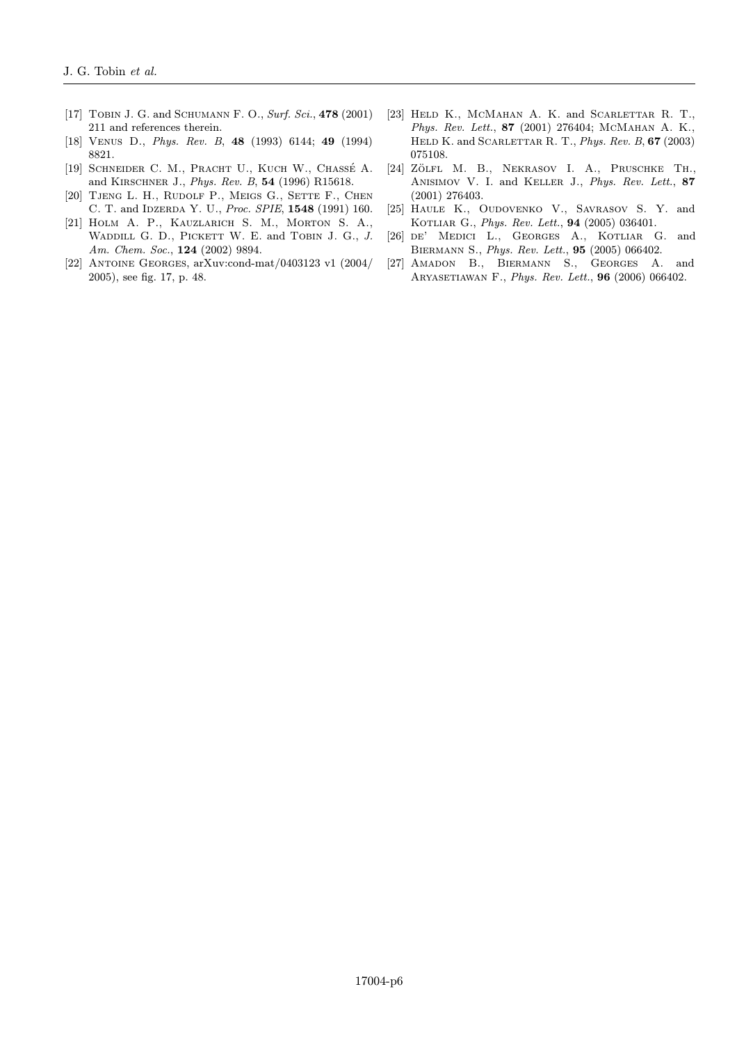[17] Tobin J. G. and Schumann F. O., *Surf. Sci.*, **478** (2001) 211 and references therein.

[18] Venus D., *Phys. Rev. B*, **48** (1993) 6144; **49** (1994) 8821.

[19] Schneider C. M., Pracht U., Kuch W., Chassé A. and Kirschner J., *Phys. Rev. B*, **54** (1996) R15618.

[20] Tjeng L. H., Rudolf P., Meigs G., Sette F., Chen C. T. and Idzerda Y. U., *Proc. SPIE*, **1548** (1991) 160.

[21] Holm A. P., Kauzlarich S. M., Morton S. A., Waddill G. D., Pickett W. E. and Tobin J. G., *J. Am. Chem. Soc.*, **124** (2002) 9894.

[22] Antoine Georges, arXuv:cond-mat/0403123 v1 (2004/ 2005), see fig. 17, p. 48.

[23] Held K., McMahan A. K. and Scarlettar R. T., *Phys. Rev. Lett.*, **87** (2001) 276404; McMahan A. K., Held K. and Scarlettar R. T., *Phys. Rev. B*, **67** (2003) 075108.

[24] Zölfl M. B., Nekrasov I. A., Pruschke Th., Anisimov V. I. and Keller J., *Phys. Rev. Lett.*, **87** (2001) 276403.

[25] Haule K., Oudovenko V., Savrasov S. Y. and Kotliar G., *Phys. Rev. Lett.*, **94** (2005) 036401.

[26] de' Medici L., Georges A., Kotliar G. and Biermann S., *Phys. Rev. Lett.*, **95** (2005) 066402.

[27] Amadon B., Biermann S., Georges A. and Aryasetiawan F., *Phys. Rev. Lett.*, **96** (2006) 066402.